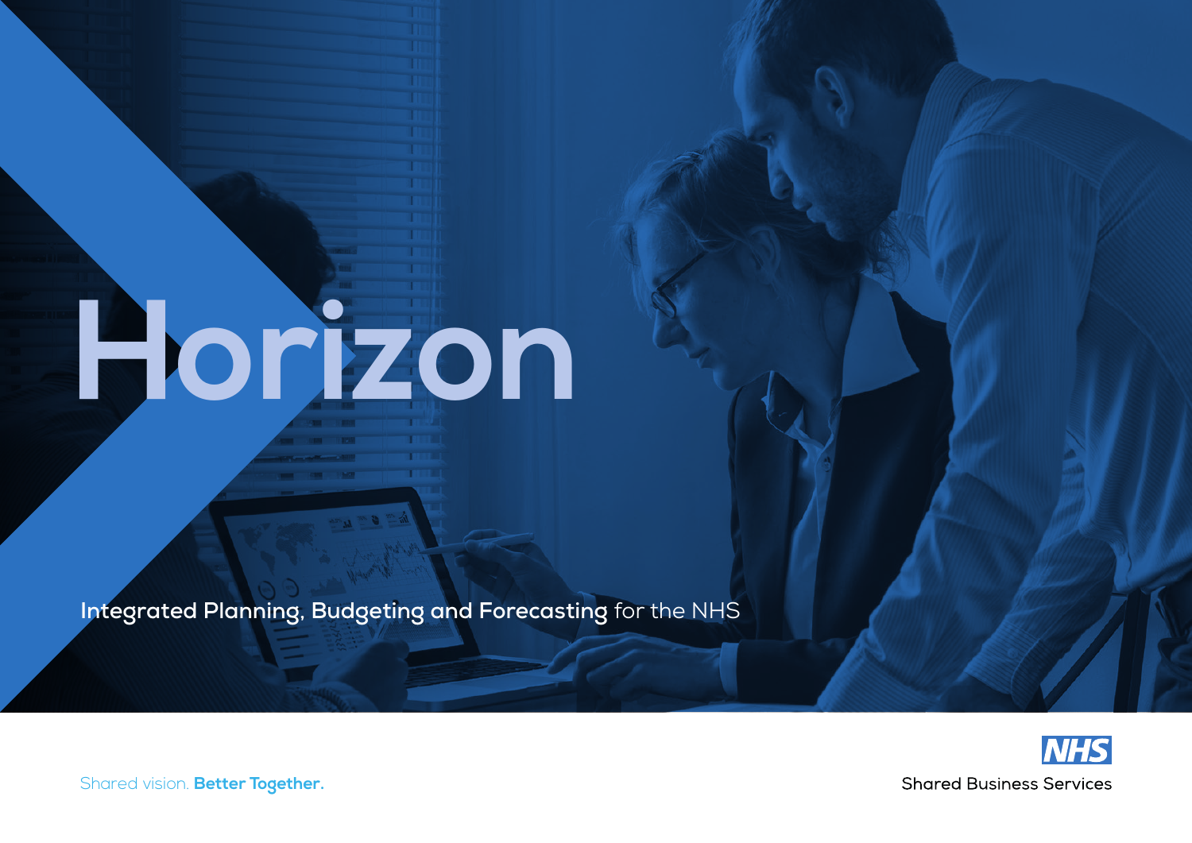# Horizon

**Integrated Planning, Budgeting and Forecasting** for the NHS

Shared vision. **Better Together.**

NHS

Shared Business Services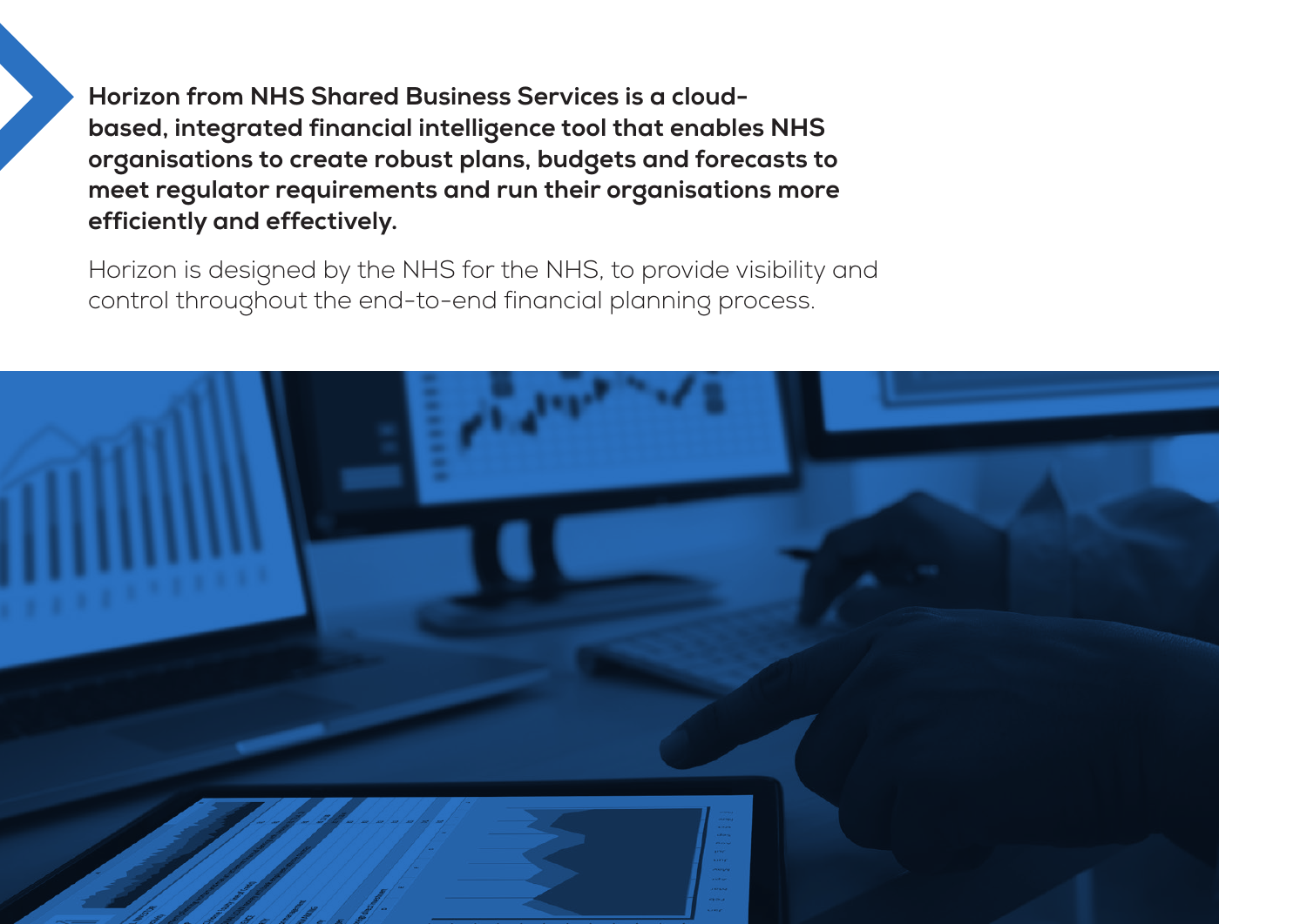**Horizon from NHS Shared Business Services is a cloud-based, integrated financial intelligence tool that enables NHS organisations to create robust plans, budgets and forecasts to meet regulator requirements and run their organisations more efficiently and effectively.**

Horizon is designed by the NHS for the NHS, to provide visibility and control throughout the end-to-end financial planning process.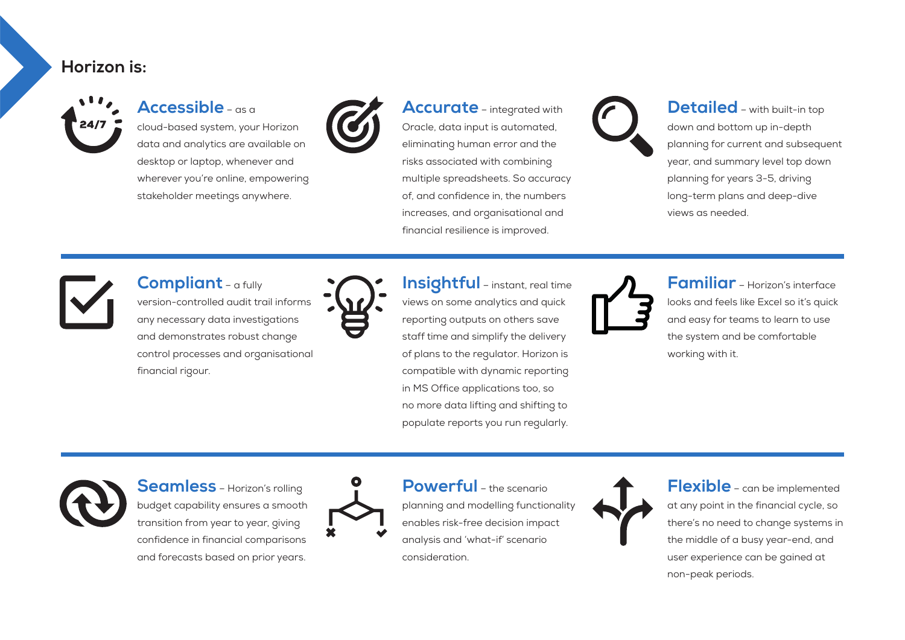## Horizon is:

**Accessible** – as a cloud-based system, your Horizon data and analytics are available on desktop or laptop, whenever and wherever you're online, empowering stakeholder meetings anywhere.

**Accurate** – integrated with Oracle, data input is automated, eliminating human error and the risks associated with combining multiple spreadsheets. So accuracy of, and confidence in, the numbers increases, and organisational and financial resilience is improved.

**Detailed** – with built-in top down and bottom up in-depth planning for current and subsequent year, and summary level top down planning for years 3-5, driving long-term plans and deep-dive views as needed.

**Compliant** – a fully version-controlled audit trail informs any necessary data investigations and demonstrates robust change control processes and organisational financial rigour.

**Insightful** – instant, real time views on some analytics and quick reporting outputs on others save staff time and simplify the delivery of plans to the regulator. Horizon is compatible with dynamic reporting in MS Office applications too, so no more data lifting and shifting to populate reports you run regularly.

**Familiar** – Horizon's interface looks and feels like Excel so it's quick and easy for teams to learn to use the system and be comfortable working with it.

**Seamless** – Horizon's rolling budget capability ensures a smooth transition from year to year, giving confidence in financial comparisons and forecasts based on prior years.

**Powerful** – the scenario planning and modelling functionality enables risk-free decision impact analysis and 'what-if' scenario consideration.

**Flexible** – can be implemented at any point in the financial cycle, so there's no need to change systems in the middle of a busy year-end, and user experience can be gained at non-peak periods.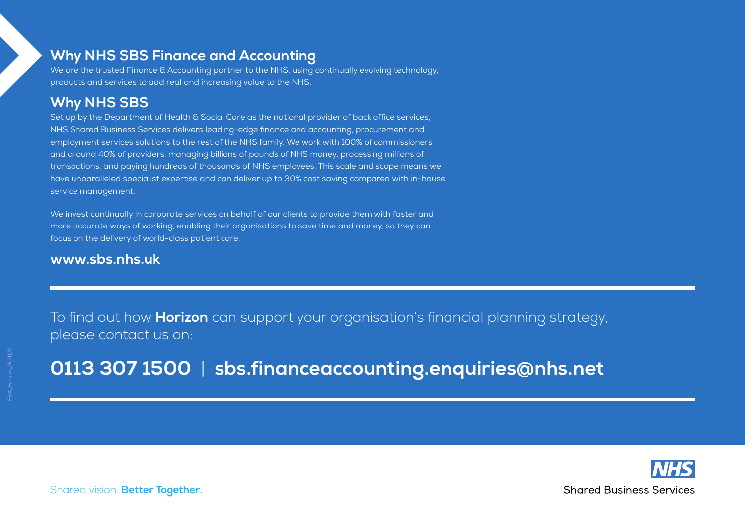## Why NHS SBS Finance and Accounting

We are the trusted Finance & Accounting partner to the NHS, using continually evolving technology, products and services to add real and increasing value to the NHS.

## Why NHS SBS

Set up by the Department of Health & Social Care as the national provider of back office services, NHS Shared Business Services delivers leading-edge finance and accounting, procurement and employment services solutions to the rest of the NHS family. We work with 100% of commissioners and around 40% of providers, managing billions of pounds of NHS money, processing millions of transactions, and paying hundreds of thousands of NHS employees. This scale and scope means we have unparalleled specialist expertise and can deliver up to 30% cost saving compared with in-house service management.

We invest continually in corporate services on behalf of our clients to provide them with faster and more accurate ways of working, enabling their organisations to save time and money, so they can focus on the delivery of world-class patient care.

**www.sbs.nhs.uk**

---

To find out how **Horizon** can support your organisation's financial planning strategy, please contact us on:

**0113 307 1500 | sbs.financeaccounting.enquiries@nhs.net**

---

F&A_Horizon_Rev1119

Shared vision. **Better Together.**

NHS Shared Business Services